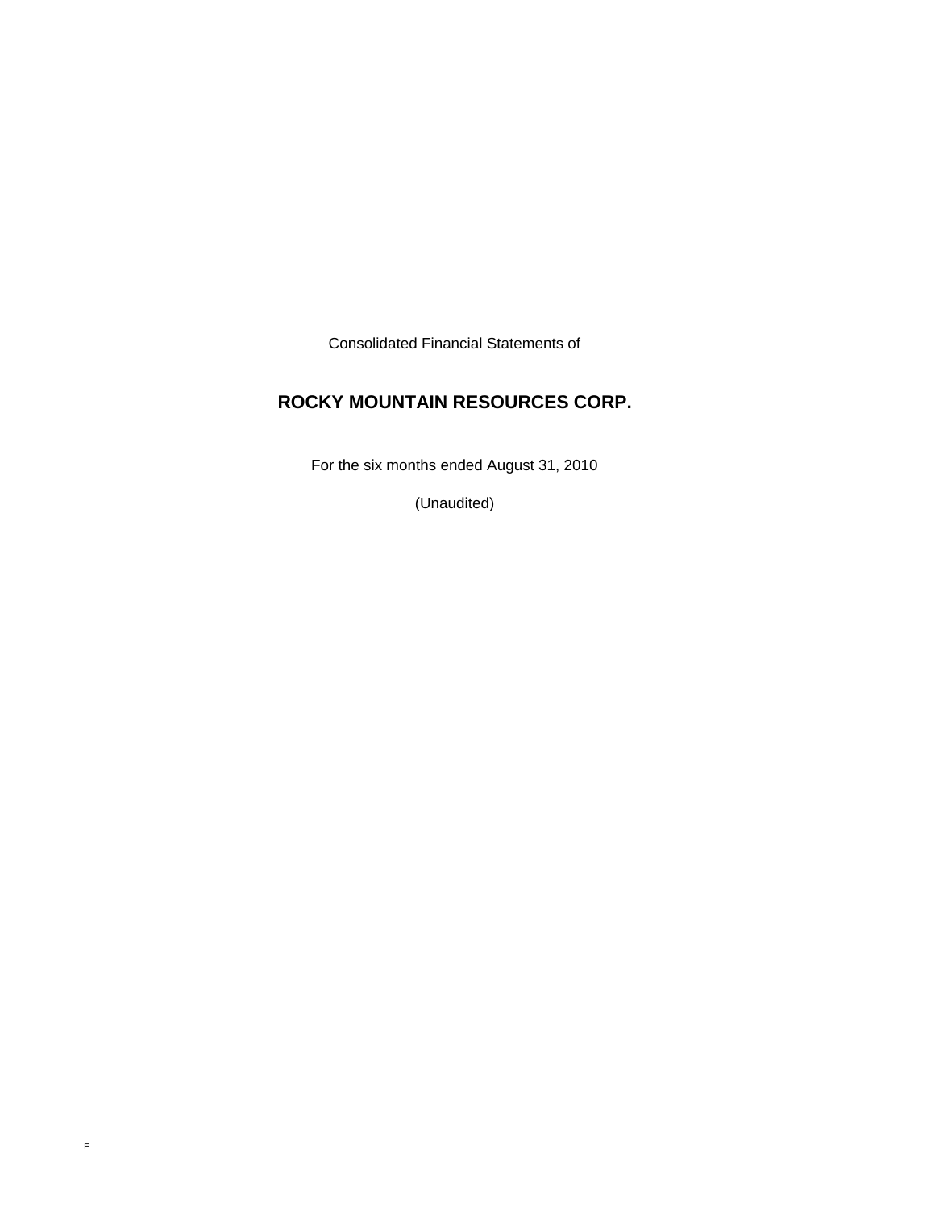Consolidated Financial Statements of

# ROCKY MOUNTAIN RESOURCES CORP.

For the six months ended August 31, 2010

(Unaudited)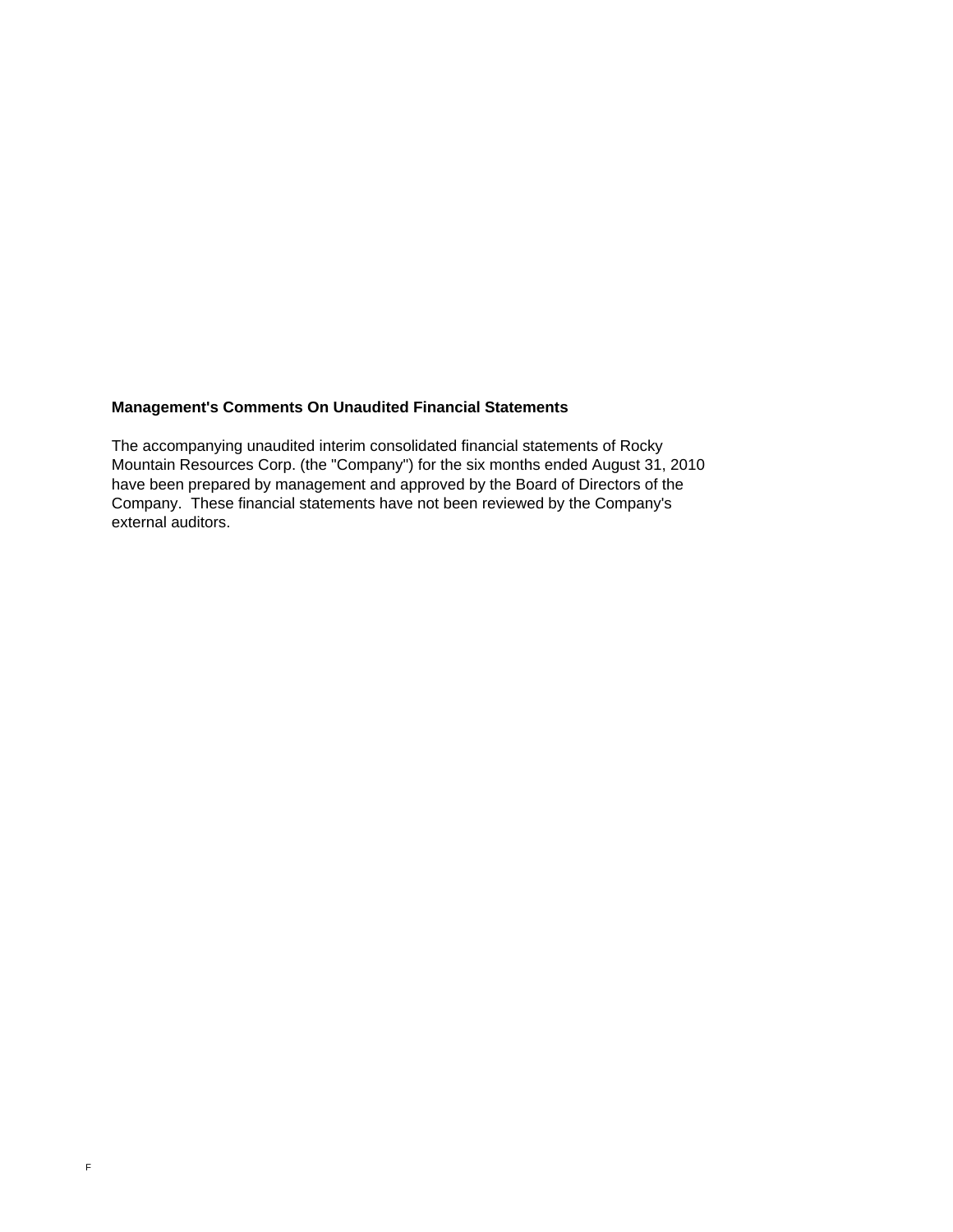**Management's Comments On Unaudited Financial Statements**

The accompanying unaudited interim consolidated financial statements of Rocky Mountain Resources Corp. (the "Company") for the six months ended August 31, 2010 have been prepared by management and approved by the Board of Directors of the Company. These financial statements have not been reviewed by the Company's external auditors.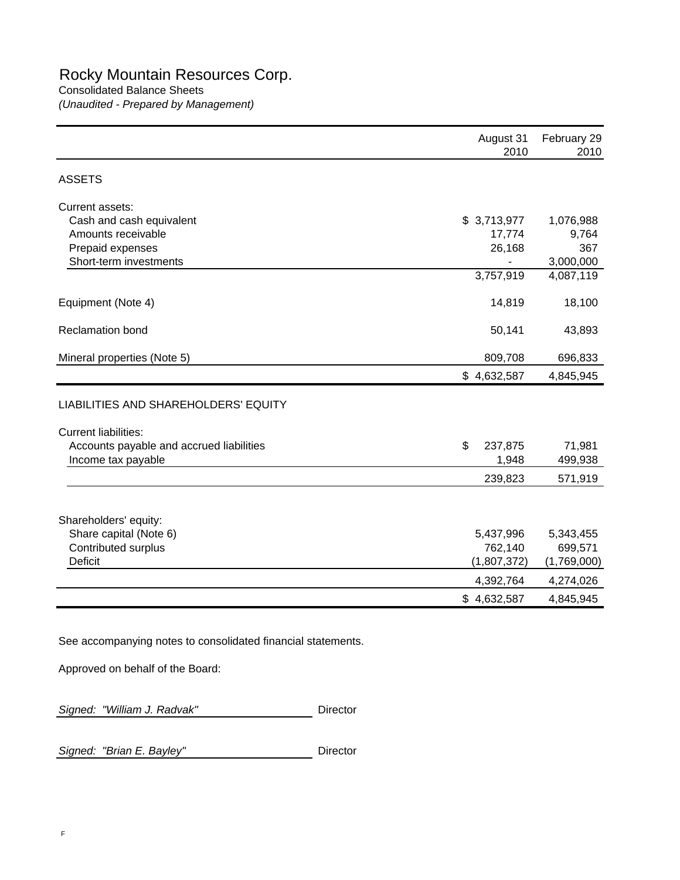# Rocky Mountain Resources Corp.

Consolidated Balance Sheets

*(Unaudited - Prepared by Management)*

| | August 31 2010 | February 29 2010 |
|---|---|---|
| **ASSETS** | | |
| Current assets: | | |
| Cash and cash equivalent | $ 3,713,977 | 1,076,988 |
| Amounts receivable | 17,774 | 9,764 |
| Prepaid expenses | 26,168 | 367 |
| Short-term investments | - | 3,000,000 |
| | 3,757,919 | 4,087,119 |
| Equipment (Note 4) | 14,819 | 18,100 |
| Reclamation bond | 50,141 | 43,893 |
| Mineral properties (Note 5) | 809,708 | 696,833 |
| | $ 4,632,587 | 4,845,945 |
| **LIABILITIES AND SHAREHOLDERS' EQUITY** | | |
| Current liabilities: | | |
| Accounts payable and accrued liabilities | $ 237,875 | 71,981 |
| Income tax payable | 1,948 | 499,938 |
| | 239,823 | 571,919 |
| Shareholders' equity: | | |
| Share capital (Note 6) | 5,437,996 | 5,343,455 |
| Contributed surplus | 762,140 | 699,571 |
| Deficit | (1,807,372) | (1,769,000) |
| | 4,392,764 | 4,274,026 |
| | $ 4,632,587 | 4,845,945 |

See accompanying notes to consolidated financial statements.

Approved on behalf of the Board:

*Signed: "William J. Radvak"* Director

*Signed: "Brian E. Bayley"* Director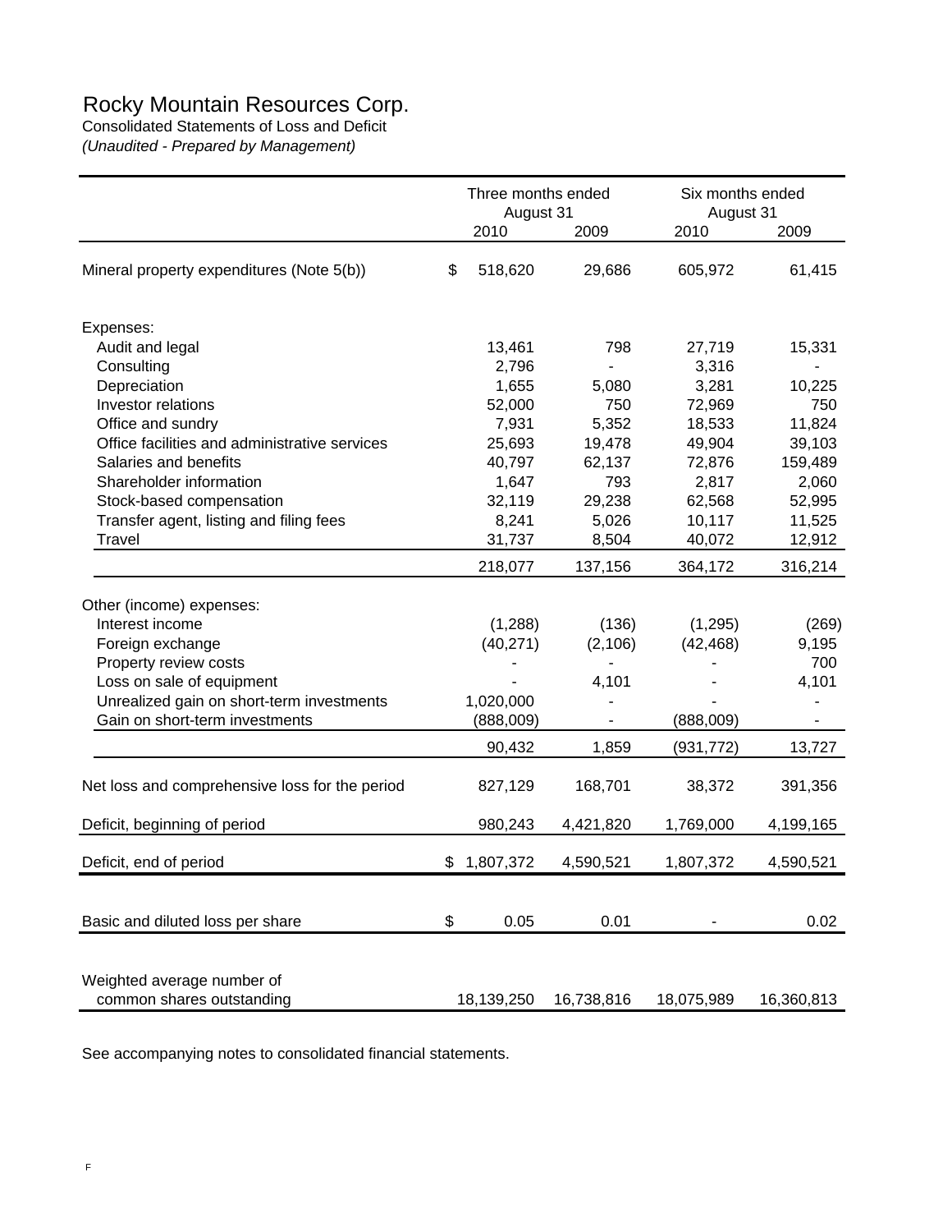# Rocky Mountain Resources Corp.

Consolidated Statements of Loss and Deficit

*(Unaudited - Prepared by Management)*

| | Three months ended August 31 | | Six months ended August 31 | |
|---|---|---|---|---|
| | 2010 | 2009 | 2010 | 2009 |
| Mineral property expenditures (Note 5(b)) | $ 518,620 | 29,686 | 605,972 | 61,415 |
| Expenses: | | | | |
| Audit and legal | 13,461 | 798 | 27,719 | 15,331 |
| Consulting | 2,796 | - | 3,316 | - |
| Depreciation | 1,655 | 5,080 | 3,281 | 10,225 |
| Investor relations | 52,000 | 750 | 72,969 | 750 |
| Office and sundry | 7,931 | 5,352 | 18,533 | 11,824 |
| Office facilities and administrative services | 25,693 | 19,478 | 49,904 | 39,103 |
| Salaries and benefits | 40,797 | 62,137 | 72,876 | 159,489 |
| Shareholder information | 1,647 | 793 | 2,817 | 2,060 |
| Stock-based compensation | 32,119 | 29,238 | 62,568 | 52,995 |
| Transfer agent, listing and filing fees | 8,241 | 5,026 | 10,117 | 11,525 |
| Travel | 31,737 | 8,504 | 40,072 | 12,912 |
| | 218,077 | 137,156 | 364,172 | 316,214 |
| Other (income) expenses: | | | | |
| Interest income | (1,288) | (136) | (1,295) | (269) |
| Foreign exchange | (40,271) | (2,106) | (42,468) | 9,195 |
| Property review costs | - | - | - | 700 |
| Loss on sale of equipment | - | 4,101 | - | 4,101 |
| Unrealized gain on short-term investments | 1,020,000 | - | - | - |
| Gain on short-term investments | (888,009) | - | (888,009) | - |
| | 90,432 | 1,859 | (931,772) | 13,727 |
| Net loss and comprehensive loss for the period | 827,129 | 168,701 | 38,372 | 391,356 |
| Deficit, beginning of period | 980,243 | 4,421,820 | 1,769,000 | 4,199,165 |
| Deficit, end of period | $ 1,807,372 | 4,590,521 | 1,807,372 | 4,590,521 |
| Basic and diluted loss per share | $ 0.05 | 0.01 | - | 0.02 |
| Weighted average number of common shares outstanding | 18,139,250 | 16,738,816 | 18,075,989 | 16,360,813 |

See accompanying notes to consolidated financial statements.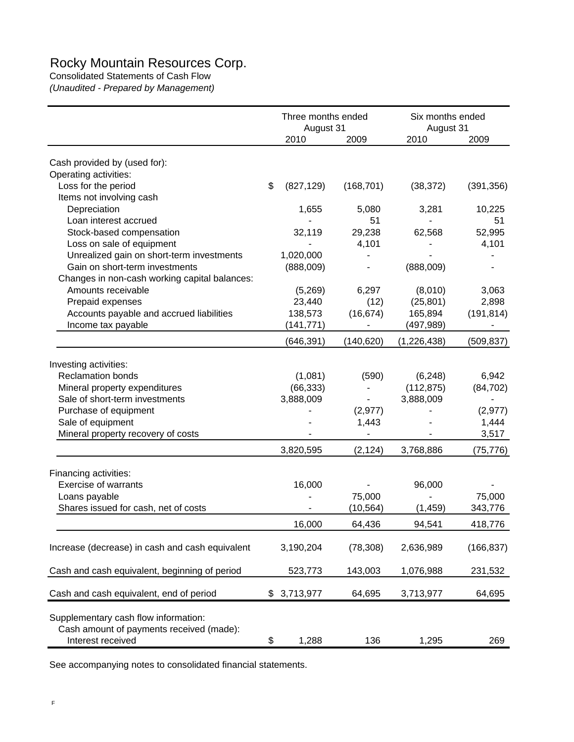# Rocky Mountain Resources Corp.

Consolidated Statements of Cash Flow

*(Unaudited - Prepared by Management)*

| | Three months ended August 31 | | Six months ended August 31 | |
|---|---|---|---|---|
| | 2010 | 2009 | 2010 | 2009 |
| Cash provided by (used for): | | | | |
| Operating activities: | | | | |
| Loss for the period | $ (827,129) | (168,701) | (38,372) | (391,356) |
| Items not involving cash | | | | |
| Depreciation | 1,655 | 5,080 | 3,281 | 10,225 |
| Loan interest accrued | - | 51 | - | 51 |
| Stock-based compensation | 32,119 | 29,238 | 62,568 | 52,995 |
| Loss on sale of equipment | - | 4,101 | - | 4,101 |
| Unrealized gain on short-term investments | 1,020,000 | - | - | - |
| Gain on short-term investments | (888,009) | - | (888,009) | - |
| Changes in non-cash working capital balances: | | | | |
| Amounts receivable | (5,269) | 6,297 | (8,010) | 3,063 |
| Prepaid expenses | 23,440 | (12) | (25,801) | 2,898 |
| Accounts payable and accrued liabilities | 138,573 | (16,674) | 165,894 | (191,814) |
| Income tax payable | (141,771) | - | (497,989) | - |
| | (646,391) | (140,620) | (1,226,438) | (509,837) |
| Investing activities: | | | | |
| Reclamation bonds | (1,081) | (590) | (6,248) | 6,942 |
| Mineral property expenditures | (66,333) | - | (112,875) | (84,702) |
| Sale of short-term investments | 3,888,009 | - | 3,888,009 | - |
| Purchase of equipment | - | (2,977) | - | (2,977) |
| Sale of equipment | - | 1,443 | - | 1,444 |
| Mineral property recovery of costs | - | - | - | 3,517 |
| | 3,820,595 | (2,124) | 3,768,886 | (75,776) |
| Financing activities: | | | | |
| Exercise of warrants | 16,000 | - | 96,000 | - |
| Loans payable | - | 75,000 | - | 75,000 |
| Shares issued for cash, net of costs | - | (10,564) | (1,459) | 343,776 |
| | 16,000 | 64,436 | 94,541 | 418,776 |
| Increase (decrease) in cash and cash equivalent | 3,190,204 | (78,308) | 2,636,989 | (166,837) |
| Cash and cash equivalent, beginning of period | 523,773 | 143,003 | 1,076,988 | 231,532 |
| Cash and cash equivalent, end of period | $ 3,713,977 | 64,695 | 3,713,977 | 64,695 |
| Supplementary cash flow information: | | | | |
| Cash amount of payments received (made): | | | | |
| Interest received | $ 1,288 | 136 | 1,295 | 269 |

See accompanying notes to consolidated financial statements.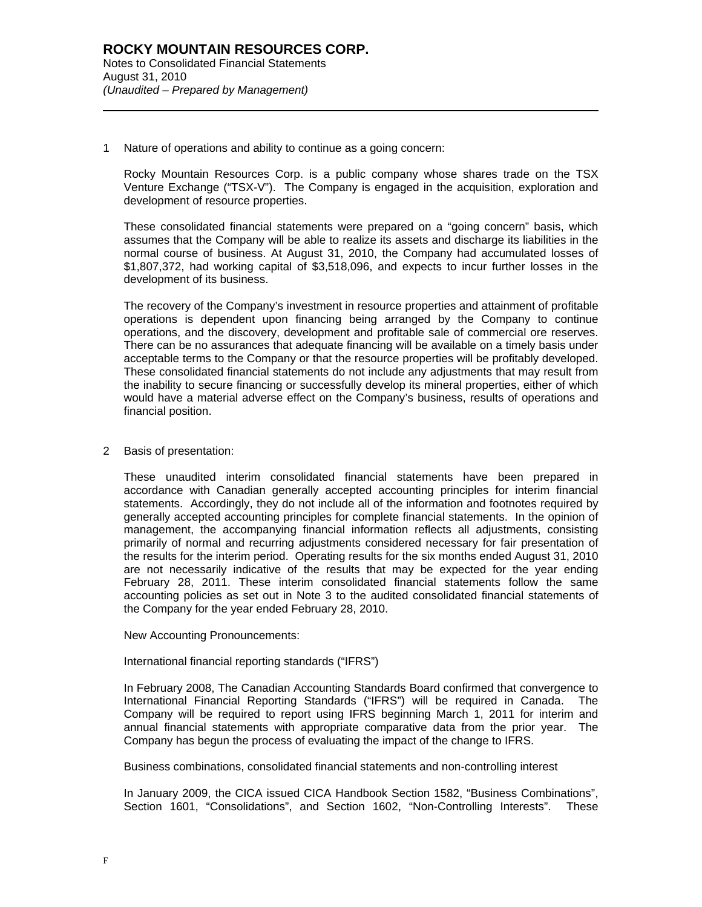1 Nature of operations and ability to continue as a going concern:

Rocky Mountain Resources Corp. is a public company whose shares trade on the TSX Venture Exchange ("TSX-V"). The Company is engaged in the acquisition, exploration and development of resource properties.

These consolidated financial statements were prepared on a "going concern" basis, which assumes that the Company will be able to realize its assets and discharge its liabilities in the normal course of business. At August 31, 2010, the Company had accumulated losses of $1,807,372, had working capital of $3,518,096, and expects to incur further losses in the development of its business.

The recovery of the Company's investment in resource properties and attainment of profitable operations is dependent upon financing being arranged by the Company to continue operations, and the discovery, development and profitable sale of commercial ore reserves. There can be no assurances that adequate financing will be available on a timely basis under acceptable terms to the Company or that the resource properties will be profitably developed. These consolidated financial statements do not include any adjustments that may result from the inability to secure financing or successfully develop its mineral properties, either of which would have a material adverse effect on the Company's business, results of operations and financial position.

2 Basis of presentation:

These unaudited interim consolidated financial statements have been prepared in accordance with Canadian generally accepted accounting principles for interim financial statements. Accordingly, they do not include all of the information and footnotes required by generally accepted accounting principles for complete financial statements. In the opinion of management, the accompanying financial information reflects all adjustments, consisting primarily of normal and recurring adjustments considered necessary for fair presentation of the results for the interim period. Operating results for the six months ended August 31, 2010 are not necessarily indicative of the results that may be expected for the year ending February 28, 2011. These interim consolidated financial statements follow the same accounting policies as set out in Note 3 to the audited consolidated financial statements of the Company for the year ended February 28, 2010.

New Accounting Pronouncements:

International financial reporting standards ("IFRS")

In February 2008, The Canadian Accounting Standards Board confirmed that convergence to International Financial Reporting Standards ("IFRS") will be required in Canada. The Company will be required to report using IFRS beginning March 1, 2011 for interim and annual financial statements with appropriate comparative data from the prior year. The Company has begun the process of evaluating the impact of the change to IFRS.

Business combinations, consolidated financial statements and non-controlling interest

In January 2009, the CICA issued CICA Handbook Section 1582, "Business Combinations", Section 1601, "Consolidations", and Section 1602, "Non-Controlling Interests". These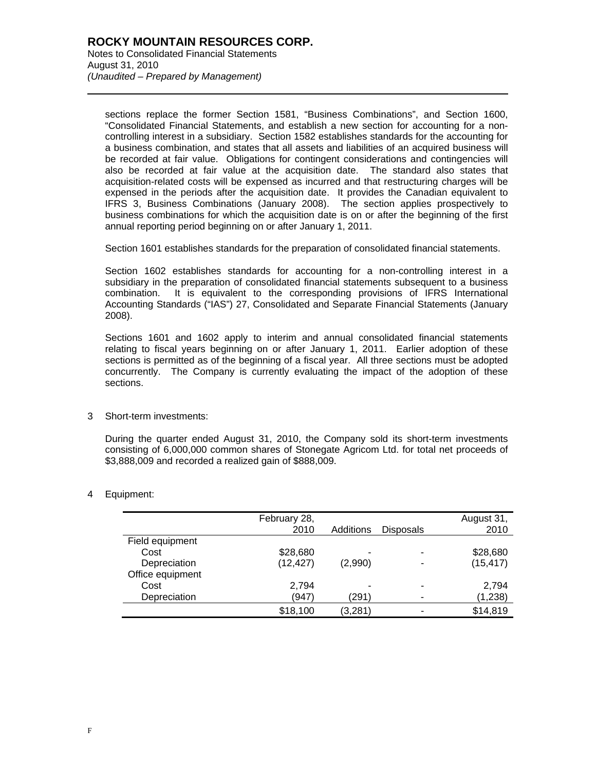sections replace the former Section 1581, "Business Combinations", and Section 1600, "Consolidated Financial Statements, and establish a new section for accounting for a non-controlling interest in a subsidiary. Section 1582 establishes standards for the accounting for a business combination, and states that all assets and liabilities of an acquired business will be recorded at fair value. Obligations for contingent considerations and contingencies will also be recorded at fair value at the acquisition date. The standard also states that acquisition-related costs will be expensed as incurred and that restructuring charges will be expensed in the periods after the acquisition date. It provides the Canadian equivalent to IFRS 3, Business Combinations (January 2008). The section applies prospectively to business combinations for which the acquisition date is on or after the beginning of the first annual reporting period beginning on or after January 1, 2011.

Section 1601 establishes standards for the preparation of consolidated financial statements.

Section 1602 establishes standards for accounting for a non-controlling interest in a subsidiary in the preparation of consolidated financial statements subsequent to a business combination. It is equivalent to the corresponding provisions of IFRS International Accounting Standards ("IAS") 27, Consolidated and Separate Financial Statements (January 2008).

Sections 1601 and 1602 apply to interim and annual consolidated financial statements relating to fiscal years beginning on or after January 1, 2011. Earlier adoption of these sections is permitted as of the beginning of a fiscal year. All three sections must be adopted concurrently. The Company is currently evaluating the impact of the adoption of these sections.

3 Short-term investments:

During the quarter ended August 31, 2010, the Company sold its short-term investments consisting of 6,000,000 common shares of Stonegate Agricom Ltd. for total net proceeds of $3,888,009 and recorded a realized gain of $888,009.

4 Equipment:

| | February 28, 2010 | Additions | Disposals | August 31, 2010 |
|---|---|---|---|---|
| Field equipment | | | | |
| Cost | $28,680 | - | - | $28,680 |
| Depreciation | (12,427) | (2,990) | - | (15,417) |
| Office equipment | | | | |
| Cost | 2,794 | - | - | 2,794 |
| Depreciation | (947) | (291) | - | (1,238) |
| | $18,100 | (3,281) | - | $14,819 |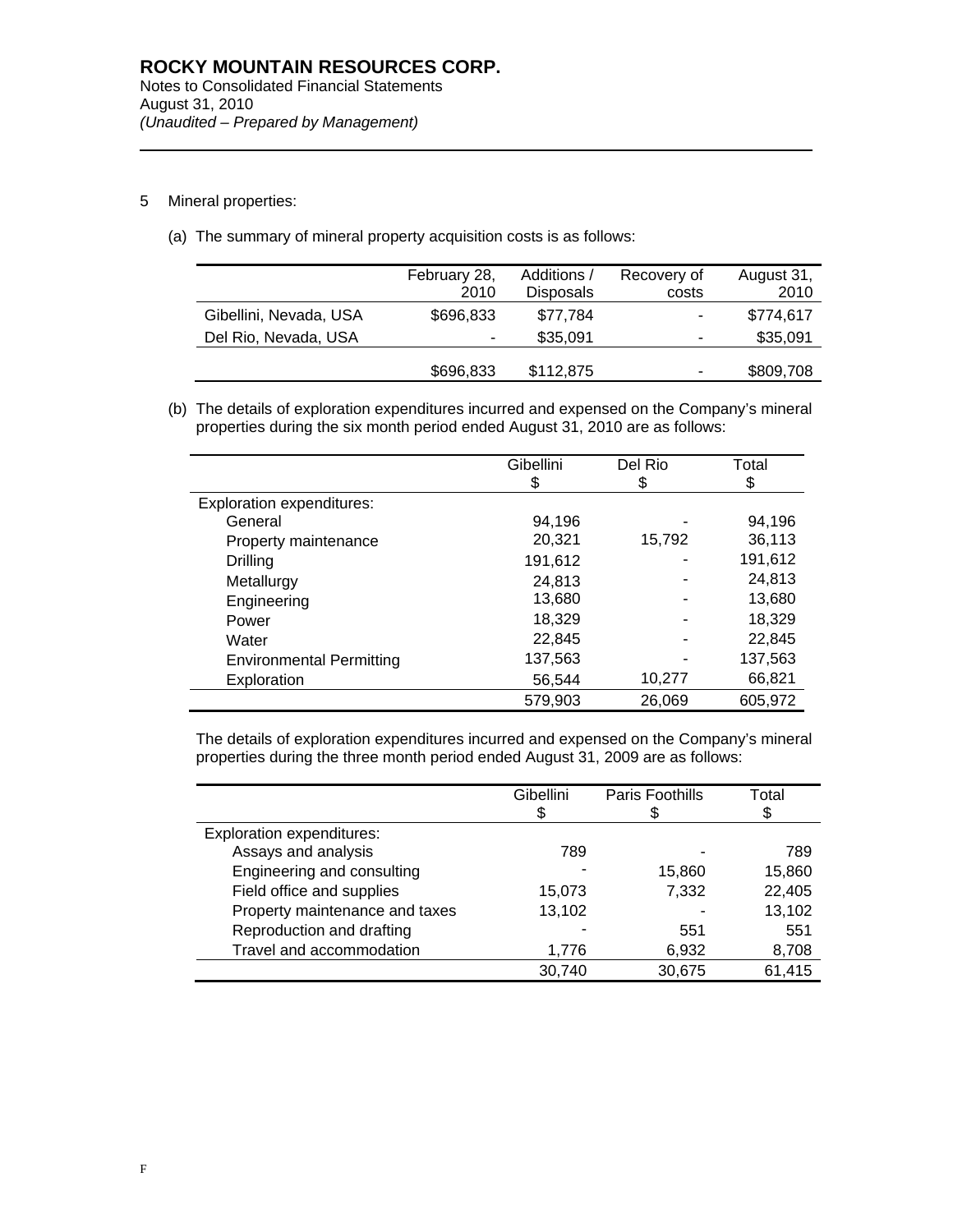**ROCKY MOUNTAIN RESOURCES CORP.**
Notes to Consolidated Financial Statements
August 31, 2010
*(Unaudited – Prepared by Management)*

5 Mineral properties:

(a) The summary of mineral property acquisition costs is as follows:

| | February 28, 2010 | Additions / Disposals | Recovery of costs | August 31, 2010 |
|---|---|---|---|---|
| Gibellini, Nevada, USA | $696,833 | $77,784 | - | $774,617 |
| Del Rio, Nevada, USA | - | $35,091 | - | $35,091 |
| | $696,833 | $112,875 | - | $809,708 |

(b) The details of exploration expenditures incurred and expensed on the Company's mineral properties during the six month period ended August 31, 2010 are as follows:

| | Gibellini $ | Del Rio $ | Total $ |
|---|---|---|---|
| Exploration expenditures: | | | |
| General | 94,196 | - | 94,196 |
| Property maintenance | 20,321 | 15,792 | 36,113 |
| Drilling | 191,612 | - | 191,612 |
| Metallurgy | 24,813 | - | 24,813 |
| Engineering | 13,680 | - | 13,680 |
| Power | 18,329 | - | 18,329 |
| Water | 22,845 | - | 22,845 |
| Environmental Permitting | 137,563 | - | 137,563 |
| Exploration | 56,544 | 10,277 | 66,821 |
| | 579,903 | 26,069 | 605,972 |

The details of exploration expenditures incurred and expensed on the Company's mineral properties during the three month period ended August 31, 2009 are as follows:

| | Gibellini $ | Paris Foothills $ | Total $ |
|---|---|---|---|
| Exploration expenditures: | | | |
| Assays and analysis | 789 | - | 789 |
| Engineering and consulting | - | 15,860 | 15,860 |
| Field office and supplies | 15,073 | 7,332 | 22,405 |
| Property maintenance and taxes | 13,102 | - | 13,102 |
| Reproduction and drafting | - | 551 | 551 |
| Travel and accommodation | 1,776 | 6,932 | 8,708 |
| | 30,740 | 30,675 | 61,415 |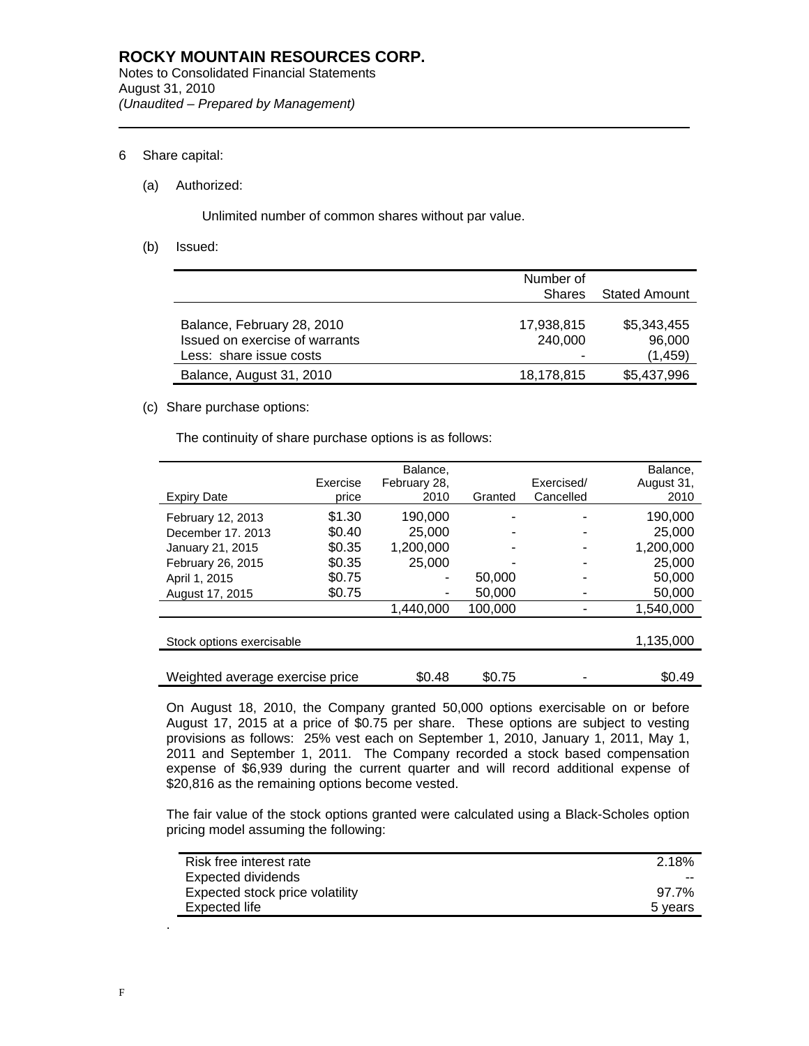# ROCKY MOUNTAIN RESOURCES CORP.

Notes to Consolidated Financial Statements
August 31, 2010
*(Unaudited – Prepared by Management)*

---

6 Share capital:

(a) Authorized:

Unlimited number of common shares without par value.

(b) Issued:

| | Number of Shares | Stated Amount |
|---|---|---|
| Balance, February 28, 2010 | 17,938,815 | $5,343,455 |
| Issued on exercise of warrants | 240,000 | 96,000 |
| Less: share issue costs | - | (1,459) |
| Balance, August 31, 2010 | 18,178,815 | $5,437,996 |

(c) Share purchase options:

The continuity of share purchase options is as follows:

| Expiry Date | Exercise price | Balance, February 28, 2010 | Granted | Exercised/ Cancelled | Balance, August 31, 2010 |
|---|---|---|---|---|---|
| February 12, 2013 | $1.30 | 190,000 | - | - | 190,000 |
| December 17. 2013 | $0.40 | 25,000 | - | - | 25,000 |
| January 21, 2015 | $0.35 | 1,200,000 | - | - | 1,200,000 |
| February 26, 2015 | $0.35 | 25,000 | - | - | 25,000 |
| April 1, 2015 | $0.75 | - | 50,000 | - | 50,000 |
| August 17, 2015 | $0.75 | - | 50,000 | - | 50,000 |
| | | 1,440,000 | 100,000 | - | 1,540,000 |
| Stock options exercisable | | | | | 1,135,000 |
| Weighted average exercise price | | $0.48 | $0.75 | - | $0.49 |

On August 18, 2010, the Company granted 50,000 options exercisable on or before August 17, 2015 at a price of $0.75 per share. These options are subject to vesting provisions as follows: 25% vest each on September 1, 2010, January 1, 2011, May 1, 2011 and September 1, 2011. The Company recorded a stock based compensation expense of $6,939 during the current quarter and will record additional expense of $20,816 as the remaining options become vested.

The fair value of the stock options granted were calculated using a Black-Scholes option pricing model assuming the following:

| | |
|---|---|
| Risk free interest rate | 2.18% |
| Expected dividends | -- |
| Expected stock price volatility | 97.7% |
| Expected life | 5 years |

.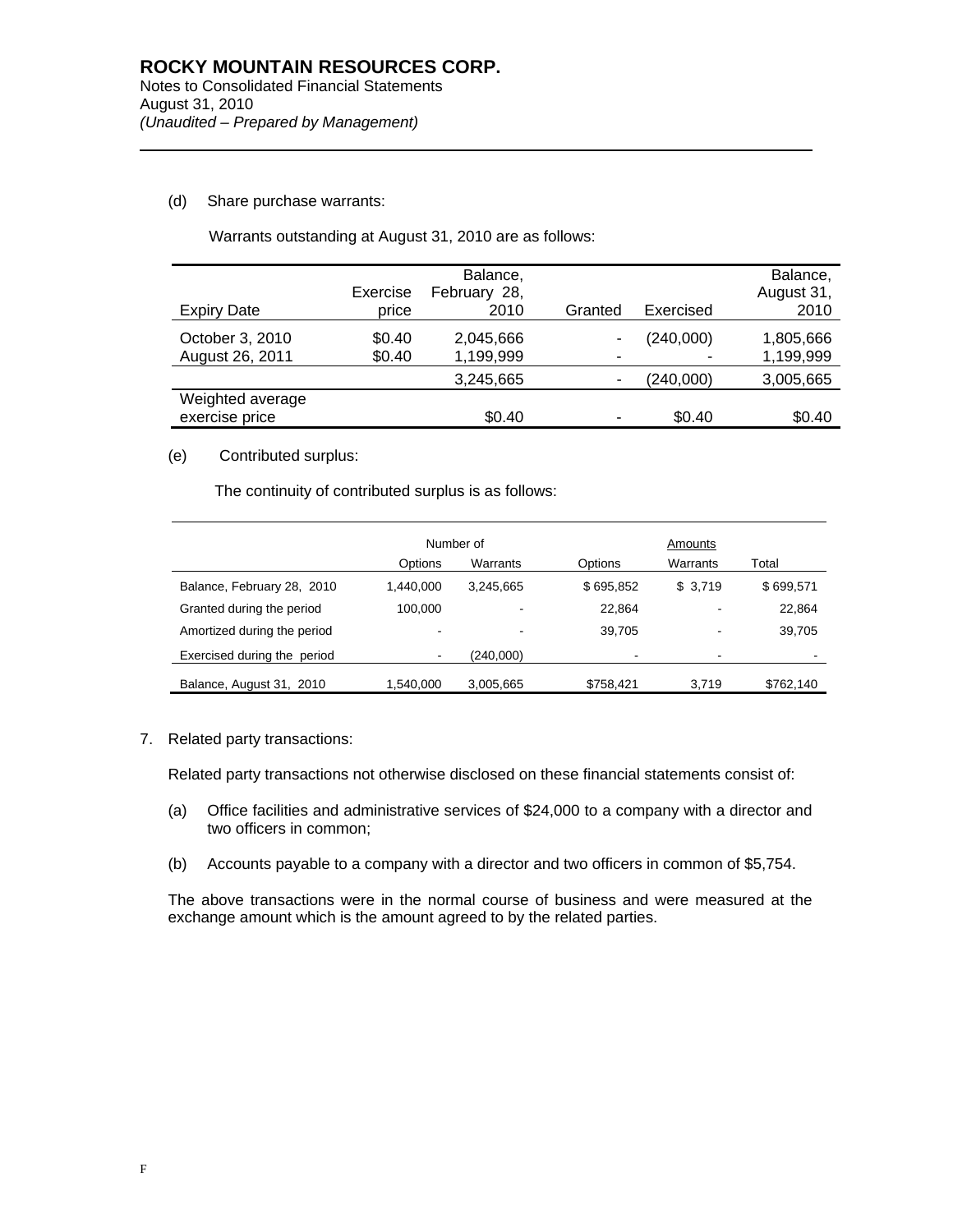(d) Share purchase warrants:

Warrants outstanding at August 31, 2010 are as follows:

| Expiry Date | Exercise price | Balance, February 28, 2010 | Granted | Exercised | Balance, August 31, 2010 |
|---|---|---|---|---|---|
| October 3, 2010 | $0.40 | 2,045,666 | - | (240,000) | 1,805,666 |
| August 26, 2011 | $0.40 | 1,199,999 | - | - | 1,199,999 |
| | | 3,245,665 | - | (240,000) | 3,005,665 |
| Weighted average exercise price | | $0.40 | - | $0.40 | $0.40 |

(e) Contributed surplus:

The continuity of contributed surplus is as follows:

| | Number of | | Amounts | | |
|---|---|---|---|---|---|
| | Options | Warrants | Options | Warrants | Total |
| Balance, February 28, 2010 | 1,440,000 | 3,245,665 | $ 695,852 | $ 3,719 | $ 699,571 |
| Granted during the period | 100,000 | - | 22,864 | - | 22,864 |
| Amortized during the period | - | - | 39,705 | - | 39,705 |
| Exercised during the period | - | (240,000) | - | - | - |
| Balance, August 31, 2010 | 1,540,000 | 3,005,665 | $758,421 | 3,719 | $762,140 |

7. Related party transactions:

Related party transactions not otherwise disclosed on these financial statements consist of:

(a) Office facilities and administrative services of $24,000 to a company with a director and two officers in common;

(b) Accounts payable to a company with a director and two officers in common of $5,754.

The above transactions were in the normal course of business and were measured at the exchange amount which is the amount agreed to by the related parties.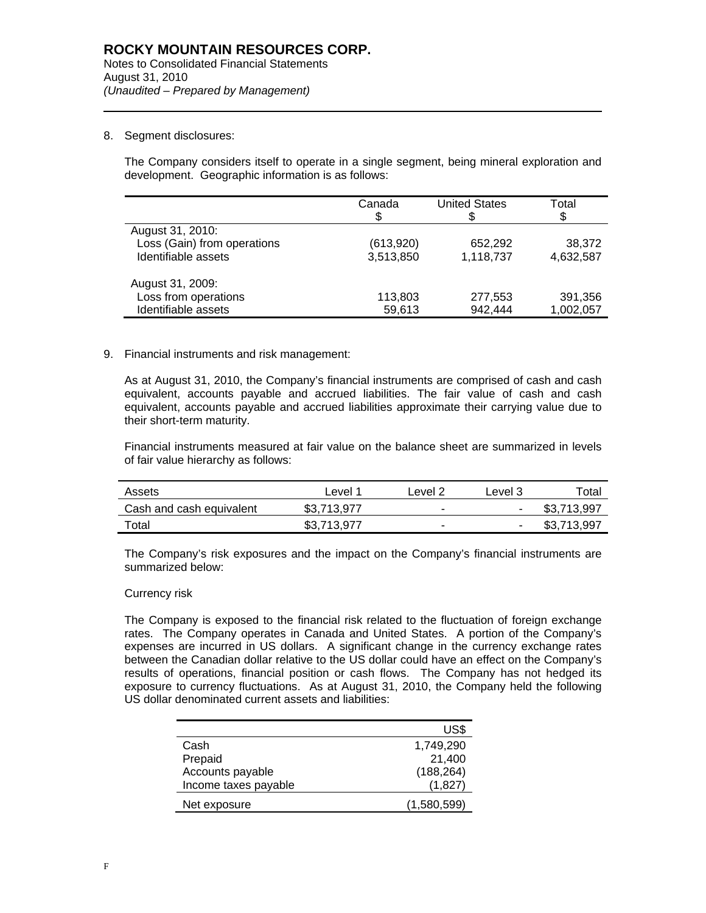**ROCKY MOUNTAIN RESOURCES CORP.**
Notes to Consolidated Financial Statements
August 31, 2010
*(Unaudited – Prepared by Management)*

8. Segment disclosures:

The Company considers itself to operate in a single segment, being mineral exploration and development. Geographic information is as follows:

| | Canada $ | United States $ | Total $ |
|---|---|---|---|
| August 31, 2010: | | | |
| Loss (Gain) from operations | (613,920) | 652,292 | 38,372 |
| Identifiable assets | 3,513,850 | 1,118,737 | 4,632,587 |
| August 31, 2009: | | | |
| Loss from operations | 113,803 | 277,553 | 391,356 |
| Identifiable assets | 59,613 | 942,444 | 1,002,057 |

9. Financial instruments and risk management:

As at August 31, 2010, the Company's financial instruments are comprised of cash and cash equivalent, accounts payable and accrued liabilities. The fair value of cash and cash equivalent, accounts payable and accrued liabilities approximate their carrying value due to their short-term maturity.

Financial instruments measured at fair value on the balance sheet are summarized in levels of fair value hierarchy as follows:

| Assets | Level 1 | Level 2 | Level 3 | Total |
|---|---|---|---|---|
| Cash and cash equivalent | $3,713,977 | - | - | $3,713,997 |
| Total | $3,713,977 | - | - | $3,713,997 |

The Company's risk exposures and the impact on the Company's financial instruments are summarized below:

Currency risk

The Company is exposed to the financial risk related to the fluctuation of foreign exchange rates. The Company operates in Canada and United States. A portion of the Company's expenses are incurred in US dollars. A significant change in the currency exchange rates between the Canadian dollar relative to the US dollar could have an effect on the Company's results of operations, financial position or cash flows. The Company has not hedged its exposure to currency fluctuations. As at August 31, 2010, the Company held the following US dollar denominated current assets and liabilities:

| | US$ |
|---|---|
| Cash | 1,749,290 |
| Prepaid | 21,400 |
| Accounts payable | (188,264) |
| Income taxes payable | (1,827) |
| Net exposure | (1,580,599) |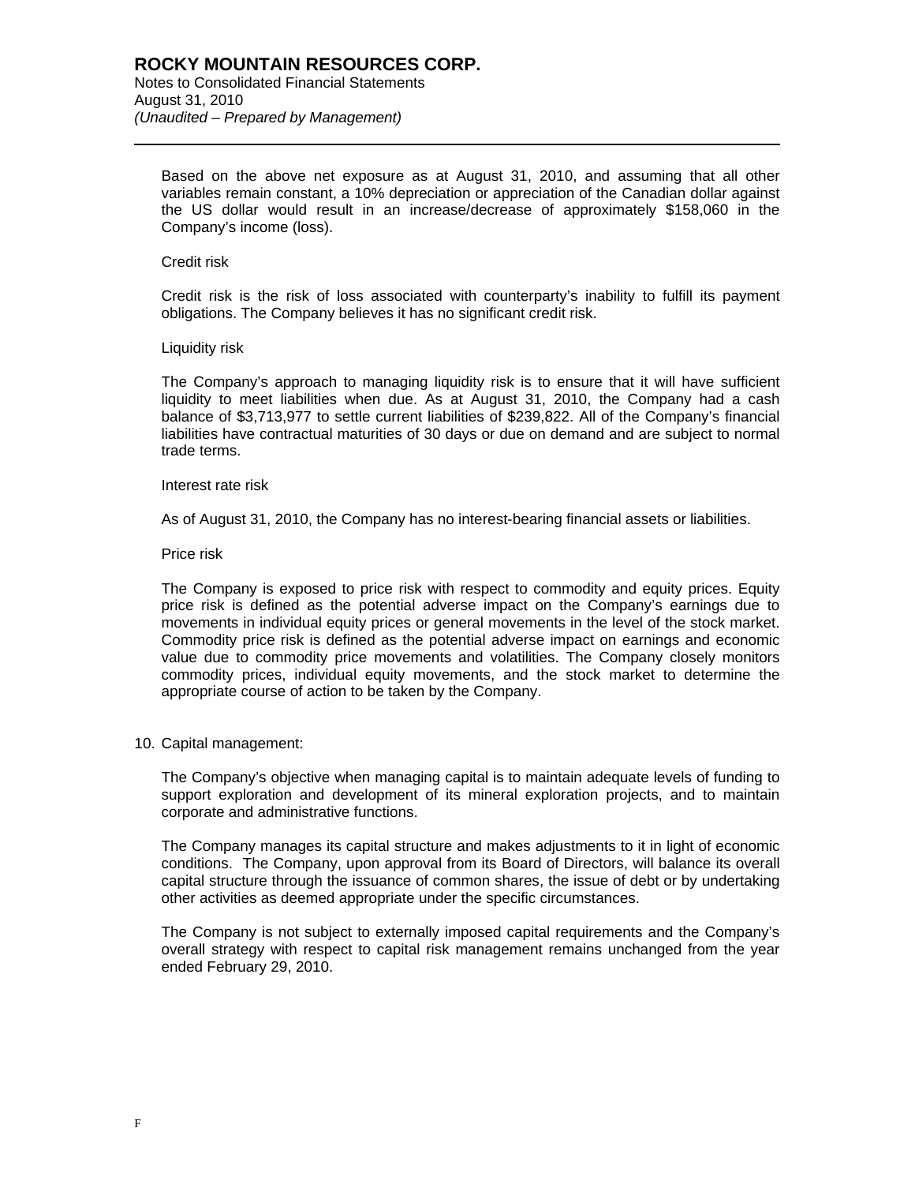Based on the above net exposure as at August 31, 2010, and assuming that all other variables remain constant, a 10% depreciation or appreciation of the Canadian dollar against the US dollar would result in an increase/decrease of approximately $158,060 in the Company's income (loss).

Credit risk

Credit risk is the risk of loss associated with counterparty's inability to fulfill its payment obligations. The Company believes it has no significant credit risk.

Liquidity risk

The Company's approach to managing liquidity risk is to ensure that it will have sufficient liquidity to meet liabilities when due. As at August 31, 2010, the Company had a cash balance of $3,713,977 to settle current liabilities of $239,822. All of the Company's financial liabilities have contractual maturities of 30 days or due on demand and are subject to normal trade terms.

Interest rate risk

As of August 31, 2010, the Company has no interest-bearing financial assets or liabilities.

Price risk

The Company is exposed to price risk with respect to commodity and equity prices. Equity price risk is defined as the potential adverse impact on the Company's earnings due to movements in individual equity prices or general movements in the level of the stock market. Commodity price risk is defined as the potential adverse impact on earnings and economic value due to commodity price movements and volatilities. The Company closely monitors commodity prices, individual equity movements, and the stock market to determine the appropriate course of action to be taken by the Company.

10. Capital management:

The Company's objective when managing capital is to maintain adequate levels of funding to support exploration and development of its mineral exploration projects, and to maintain corporate and administrative functions.

The Company manages its capital structure and makes adjustments to it in light of economic conditions. The Company, upon approval from its Board of Directors, will balance its overall capital structure through the issuance of common shares, the issue of debt or by undertaking other activities as deemed appropriate under the specific circumstances.

The Company is not subject to externally imposed capital requirements and the Company's overall strategy with respect to capital risk management remains unchanged from the year ended February 29, 2010.